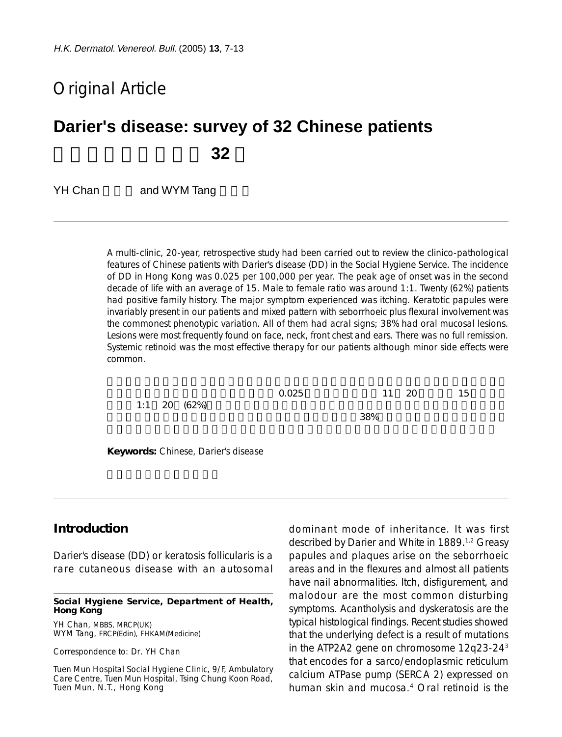# Original Article

## Darier's disease: survey of 32 Chinese patients

YH Chan and WYM Tang

A multi-clinic, 20-year, retrospective study had been carried out to review the clinico-pathological features of Chinese patients with Darier's disease (DD) in the Social Hygiene Service. The incidence of DD in Hong Kong was 0.025 per 100,000 per year. The peak age of onset was in the second decade of life with an average of 15. Male to female ratio was around 1:1. Twenty (62%) patients had positive family history. The major symptom experienced was itching. Keratotic papules were invariably present in our patients and mixed pattern with seborrhoeic plus flexural involvement was the commonest phenotypic variation. All of them had acral signs; 38% had oral mucosal lesions. Lesions were most frequently found on face, neck, front chest and ears. There was no full remission. Systemic retinoid was the most effective therapy for our patients although minor side effects were common.

**Keywords:** Chinese, Darier's disease

## Introduction

Darier's disease (DD) or keratosis follicularis is a rare cutaneous disease with an autosomal dominant mode of inheritance. It was first described by Darier and White in 1889.[1,2] Greasy papules and plaques arise on the seborrhoeic areas and in the flexures and almost all patients have nail abnormalities. Itch, disfigurement, and malodour are the most common disturbing symptoms. Acantholysis and dyskeratosis are the typical histological findings. Recent studies showed that the underlying defect is a result of mutations in the ATP2A2 gene on chromosome 12q23-24[3] that encodes for a sarco/endoplasmic reticulum calcium ATPase pump (SERCA 2) expressed on human skin and mucosa.[4] Oral retinoid is the

**Social Hygiene Service, Department of Health, Hong Kong**

YH Chan, MBBS, MRCP(UK)
WYM Tang, FRCP(Edin), FHKAM(Medicine)

Correspondence to: Dr. YH Chan

Tuen Mun Hospital Social Hygiene Clinic, 9/F, Ambulatory Care Centre, Tuen Mun Hospital, Tsing Chung Koon Road, Tuen Mun, N.T., Hong Kong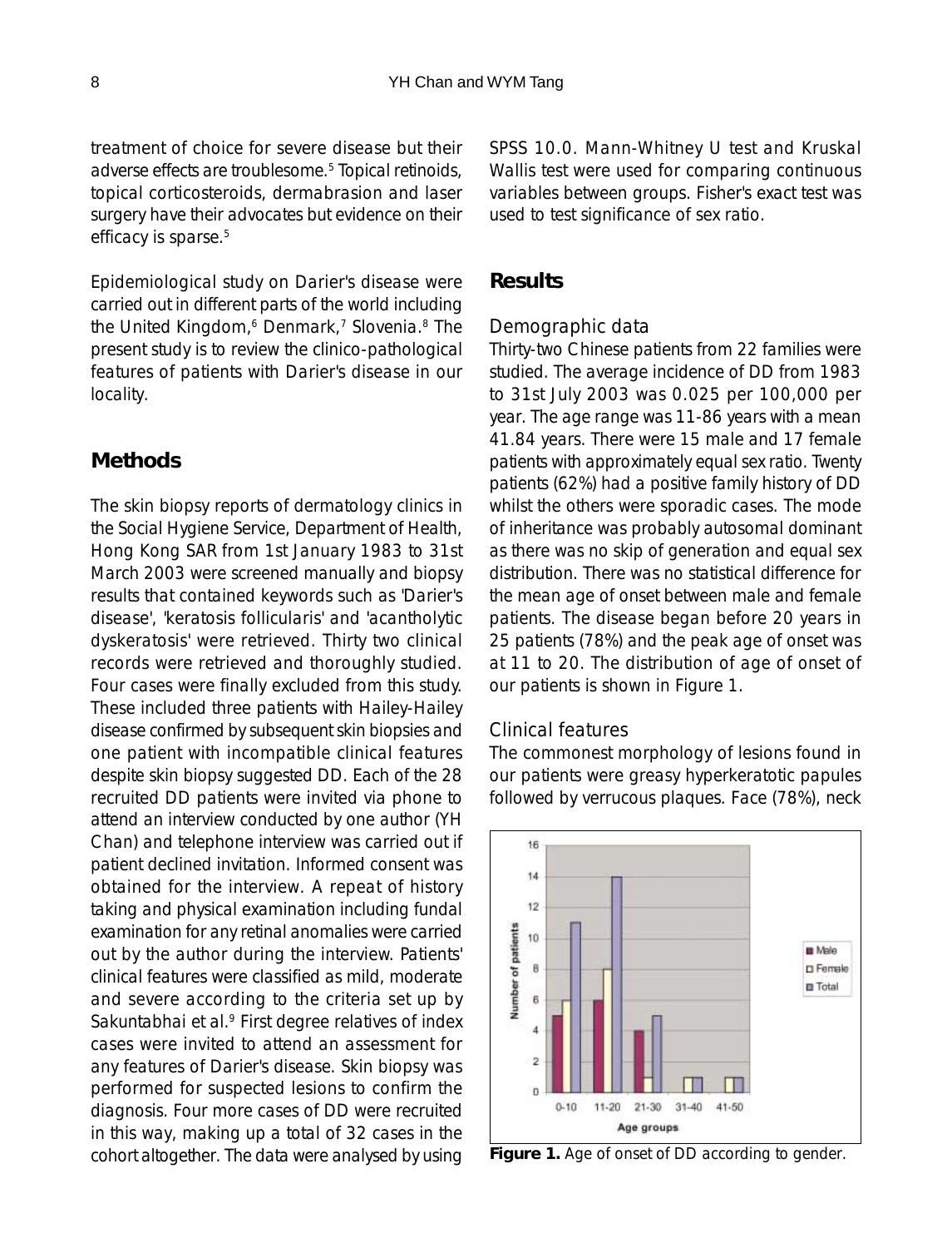treatment of choice for severe disease but their adverse effects are troublesome.[5] Topical retinoids, topical corticosteroids, dermabrasion and laser surgery have their advocates but evidence on their efficacy is sparse.[5]

Epidemiological study on Darier's disease were carried out in different parts of the world including the United Kingdom,[6] Denmark,[7] Slovenia.[8] The present study is to review the clinico-pathological features of patients with Darier's disease in our locality.

## Methods

The skin biopsy reports of dermatology clinics in the Social Hygiene Service, Department of Health, Hong Kong SAR from 1st January 1983 to 31st March 2003 were screened manually and biopsy results that contained keywords such as 'Darier's disease', 'keratosis follicularis' and 'acantholytic dyskeratosis' were retrieved. Thirty two clinical records were retrieved and thoroughly studied. Four cases were finally excluded from this study. These included three patients with Hailey-Hailey disease confirmed by subsequent skin biopsies and one patient with incompatible clinical features despite skin biopsy suggested DD. Each of the 28 recruited DD patients were invited via phone to attend an interview conducted by one author (YH Chan) and telephone interview was carried out if patient declined invitation. Informed consent was obtained for the interview. A repeat of history taking and physical examination including fundal examination for any retinal anomalies were carried out by the author during the interview. Patients' clinical features were classified as mild, moderate and severe according to the criteria set up by Sakuntabhai et al.[9] First degree relatives of index cases were invited to attend an assessment for any features of Darier's disease. Skin biopsy was performed for suspected lesions to confirm the diagnosis. Four more cases of DD were recruited in this way, making up a total of 32 cases in the cohort altogether. The data were analysed by using SPSS 10.0. Mann-Whitney U test and Kruskal Wallis test were used for comparing continuous variables between groups. Fisher's exact test was used to test significance of sex ratio.

## Results

### Demographic data

Thirty-two Chinese patients from 22 families were studied. The average incidence of DD from 1983 to 31st July 2003 was 0.025 per 100,000 per year. The age range was 11-86 years with a mean 41.84 years. There were 15 male and 17 female patients with approximately equal sex ratio. Twenty patients (62%) had a positive family history of DD whilst the others were sporadic cases. The mode of inheritance was probably autosomal dominant as there was no skip of generation and equal sex distribution. There was no statistical difference for the mean age of onset between male and female patients. The disease began before 20 years in 25 patients (78%) and the peak age of onset was at 11 to 20. The distribution of age of onset of our patients is shown in Figure 1.

### Clinical features

The commonest morphology of lesions found in our patients were greasy hyperkeratotic papules followed by verrucous plaques. Face (78%), neck

**Figure 1.** Age of onset of DD according to gender.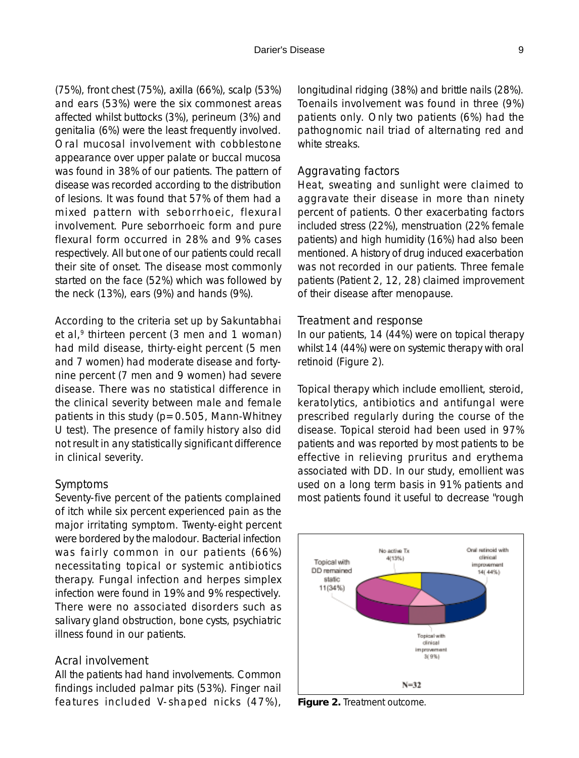(75%), front chest (75%), axilla (66%), scalp (53%) and ears (53%) were the six commonest areas affected whilst buttocks (3%), perineum (3%) and genitalia (6%) were the least frequently involved. Oral mucosal involvement with cobblestone appearance over upper palate or buccal mucosa was found in 38% of our patients. The pattern of disease was recorded according to the distribution of lesions. It was found that 57% of them had a mixed pattern with seborrhoeic, flexural involvement. Pure seborrhoeic form and pure flexural form occurred in 28% and 9% cases respectively. All but one of our patients could recall their site of onset. The disease most commonly started on the face (52%) which was followed by the neck (13%), ears (9%) and hands (9%).

According to the criteria set up by Sakuntabhai et al,[9] thirteen percent (3 men and 1 woman) had mild disease, thirty-eight percent (5 men and 7 women) had moderate disease and forty-nine percent (7 men and 9 women) had severe disease. There was no statistical difference in the clinical severity between male and female patients in this study ($p=0.505$, Mann-Whitney U test). The presence of family history also did not result in any statistically significant difference in clinical severity.

### Symptoms

Seventy-five percent of the patients complained of itch while six percent experienced pain as the major irritating symptom. Twenty-eight percent were bordered by the malodour. Bacterial infection was fairly common in our patients (66%) necessitating topical or systemic antibiotics therapy. Fungal infection and herpes simplex infection were found in 19% and 9% respectively. There were no associated disorders such as salivary gland obstruction, bone cysts, psychiatric illness found in our patients.

### Acral involvement

All the patients had hand involvements. Common findings included palmar pits (53%). Finger nail features included V-shaped nicks (47%), longitudinal ridging (38%) and brittle nails (28%). Toenails involvement was found in three (9%) patients only. Only two patients (6%) had the pathognomic nail triad of alternating red and white streaks.

### Aggravating factors

Heat, sweating and sunlight were claimed to aggravate their disease in more than ninety percent of patients. Other exacerbating factors included stress (22%), menstruation (22% female patients) and high humidity (16%) had also been mentioned. A history of drug induced exacerbation was not recorded in our patients. Three female patients (Patient 2, 12, 28) claimed improvement of their disease after menopause.

### Treatment and response

In our patients, 14 (44%) were on topical therapy whilst 14 (44%) were on systemic therapy with oral retinoid (Figure 2).

Topical therapy which include emollient, steroid, keratolytics, antibiotics and antifungal were prescribed regularly during the course of the disease. Topical steroid had been used in 97% patients and was reported by most patients to be effective in relieving pruritus and erythema associated with DD. In our study, emollient was used on a long term basis in 91% patients and most patients found it useful to decrease "rough

**Figure 2.** Treatment outcome.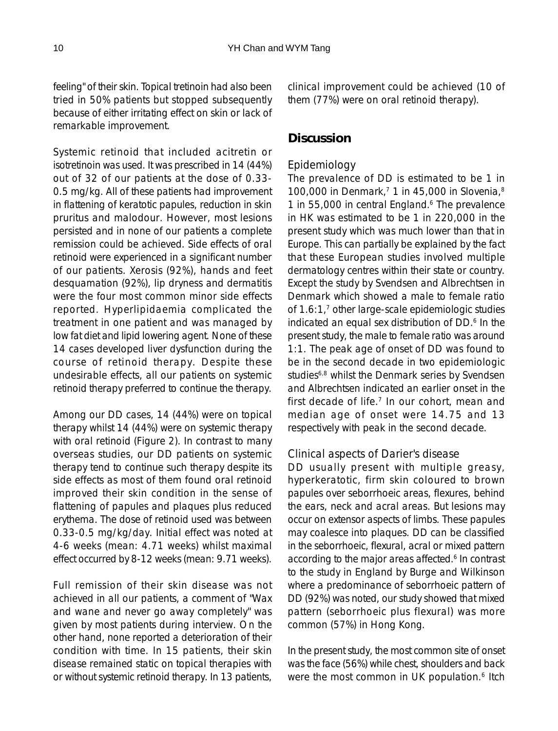feeling" of their skin. Topical tretinoin had also been tried in 50% patients but stopped subsequently because of either irritating effect on skin or lack of remarkable improvement.

Systemic retinoid that included acitretin or isotretinoin was used. It was prescribed in 14 (44%) out of 32 of our patients at the dose of 0.33-0.5 mg/kg. All of these patients had improvement in flattening of keratotic papules, reduction in skin pruritus and malodour. However, most lesions persisted and in none of our patients a complete remission could be achieved. Side effects of oral retinoid were experienced in a significant number of our patients. Xerosis (92%), hands and feet desquamation (92%), lip dryness and dermatitis were the four most common minor side effects reported. Hyperlipidaemia complicated the treatment in one patient and was managed by low fat diet and lipid lowering agent. None of these 14 cases developed liver dysfunction during the course of retinoid therapy. Despite these undesirable effects, all our patients on systemic retinoid therapy preferred to continue the therapy.

Among our DD cases, 14 (44%) were on topical therapy whilst 14 (44%) were on systemic therapy with oral retinoid (Figure 2). In contrast to many overseas studies, our DD patients on systemic therapy tend to continue such therapy despite its side effects as most of them found oral retinoid improved their skin condition in the sense of flattening of papules and plaques plus reduced erythema. The dose of retinoid used was between 0.33-0.5 mg/kg/day. Initial effect was noted at 4-6 weeks (mean: 4.71 weeks) whilst maximal effect occurred by 8-12 weeks (mean: 9.71 weeks).

Full remission of their skin disease was not achieved in all our patients, a comment of "Wax and wane and never go away completely" was given by most patients during interview. On the other hand, none reported a deterioration of their condition with time. In 15 patients, their skin disease remained static on topical therapies with or without systemic retinoid therapy. In 13 patients, clinical improvement could be achieved (10 of them (77%) were on oral retinoid therapy).

## Discussion

### Epidemiology

The prevalence of DD is estimated to be 1 in 100,000 in Denmark,[7] 1 in 45,000 in Slovenia,[8] 1 in 55,000 in central England.[6] The prevalence in HK was estimated to be 1 in 220,000 in the present study which was much lower than that in Europe. This can partially be explained by the fact that these European studies involved multiple dermatology centres within their state or country. Except the study by Svendsen and Albrechtsen in Denmark which showed a male to female ratio of 1.6:1,[7] other large-scale epidemiologic studies indicated an equal sex distribution of DD.[6] In the present study, the male to female ratio was around 1:1. The peak age of onset of DD was found to be in the second decade in two epidemiologic studies[6,8] whilst the Denmark series by Svendsen and Albrechtsen indicated an earlier onset in the first decade of life.[7] In our cohort, mean and median age of onset were 14.75 and 13 respectively with peak in the second decade.

### Clinical aspects of Darier's disease

DD usually present with multiple greasy, hyperkeratotic, firm skin coloured to brown papules over seborrhoeic areas, flexures, behind the ears, neck and acral areas. But lesions may occur on extensor aspects of limbs. These papules may coalesce into plaques. DD can be classified in the seborrhoeic, flexural, acral or mixed pattern according to the major areas affected.[6] In contrast to the study in England by Burge and Wilkinson where a predominance of seborrhoeic pattern of DD (92%) was noted, our study showed that mixed pattern (seborrhoeic plus flexural) was more common (57%) in Hong Kong.

In the present study, the most common site of onset was the face (56%) while chest, shoulders and back were the most common in UK population.[6] Itch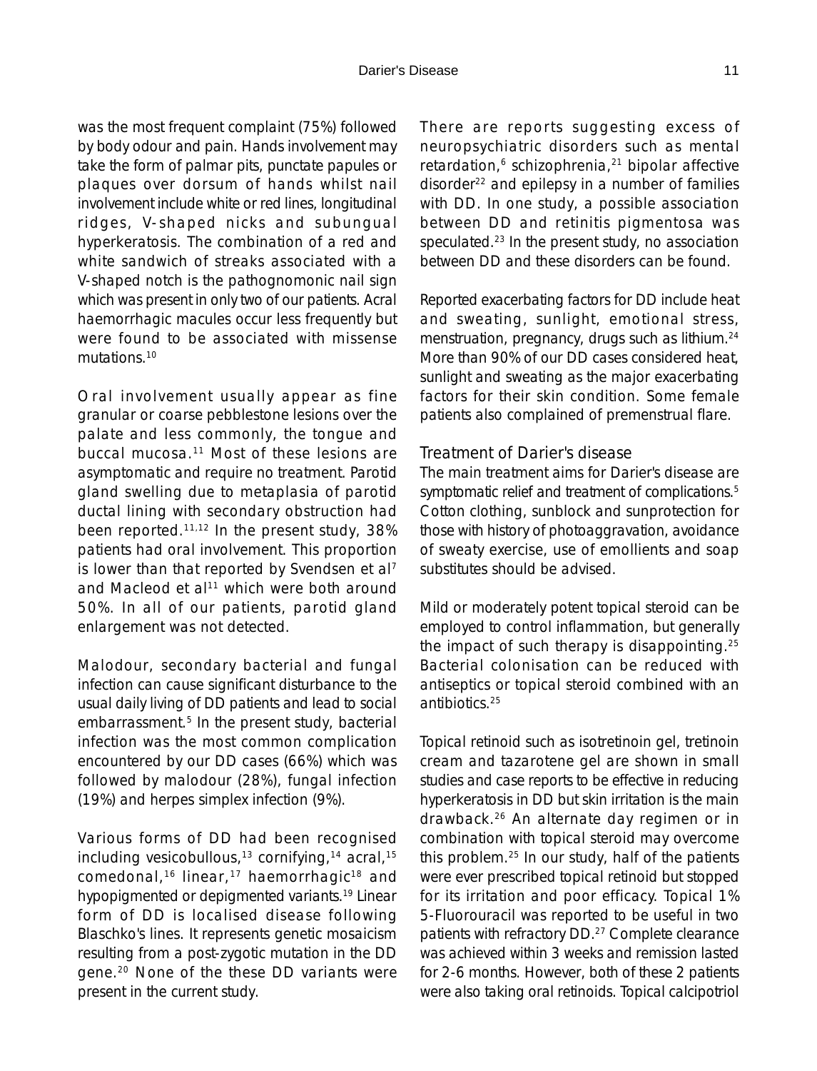was the most frequent complaint (75%) followed by body odour and pain. Hands involvement may take the form of palmar pits, punctate papules or plaques over dorsum of hands whilst nail involvement include white or red lines, longitudinal ridges, V-shaped nicks and subungual hyperkeratosis. The combination of a red and white sandwich of streaks associated with a V-shaped notch is the pathognomonic nail sign which was present in only two of our patients. Acral haemorrhagic macules occur less frequently but were found to be associated with missense mutations.[10]

Oral involvement usually appear as fine granular or coarse pebblestone lesions over the palate and less commonly, the tongue and buccal mucosa.[11] Most of these lesions are asymptomatic and require no treatment. Parotid gland swelling due to metaplasia of parotid ductal lining with secondary obstruction had been reported.[11,12] In the present study, 38% patients had oral involvement. This proportion is lower than that reported by Svendsen et al[7] and Macleod et al[11] which were both around 50%. In all of our patients, parotid gland enlargement was not detected.

Malodour, secondary bacterial and fungal infection can cause significant disturbance to the usual daily living of DD patients and lead to social embarrassment.[5] In the present study, bacterial infection was the most common complication encountered by our DD cases (66%) which was followed by malodour (28%), fungal infection (19%) and herpes simplex infection (9%).

Various forms of DD had been recognised including vesicobullous,[13] cornifying,[14] acral,[15] comedonal,[16] linear,[17] haemorrhagic[18] and hypopigmented or depigmented variants.[19] Linear form of DD is localised disease following Blaschko's lines. It represents genetic mosaicism resulting from a post-zygotic mutation in the DD gene.[20] None of the these DD variants were present in the current study.

There are reports suggesting excess of neuropsychiatric disorders such as mental retardation,[6] schizophrenia,[21] bipolar affective disorder[22] and epilepsy in a number of families with DD. In one study, a possible association between DD and retinitis pigmentosa was speculated.[23] In the present study, no association between DD and these disorders can be found.

Reported exacerbating factors for DD include heat and sweating, sunlight, emotional stress, menstruation, pregnancy, drugs such as lithium.[24] More than 90% of our DD cases considered heat, sunlight and sweating as the major exacerbating factors for their skin condition. Some female patients also complained of premenstrual flare.

## Treatment of Darier's disease

The main treatment aims for Darier's disease are symptomatic relief and treatment of complications.[5] Cotton clothing, sunblock and sunprotection for those with history of photoaggravation, avoidance of sweaty exercise, use of emollients and soap substitutes should be advised.

Mild or moderately potent topical steroid can be employed to control inflammation, but generally the impact of such therapy is disappointing.[25] Bacterial colonisation can be reduced with antiseptics or topical steroid combined with an antibiotics.[25]

Topical retinoid such as isotretinoin gel, tretinoin cream and tazarotene gel are shown in small studies and case reports to be effective in reducing hyperkeratosis in DD but skin irritation is the main drawback.[26] An alternate day regimen or in combination with topical steroid may overcome this problem.[25] In our study, half of the patients were ever prescribed topical retinoid but stopped for its irritation and poor efficacy. Topical 1% 5-Fluorouracil was reported to be useful in two patients with refractory DD.[27] Complete clearance was achieved within 3 weeks and remission lasted for 2-6 months. However, both of these 2 patients were also taking oral retinoids. Topical calcipotriol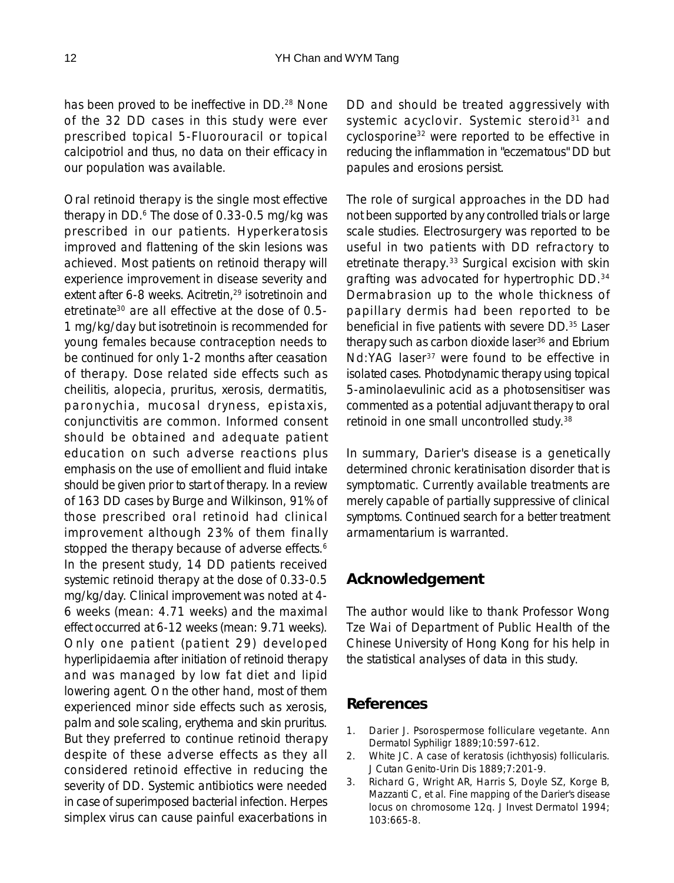has been proved to be ineffective in DD.[28] None of the 32 DD cases in this study were ever prescribed topical 5-Fluorouracil or topical calcipotriol and thus, no data on their efficacy in our population was available.

Oral retinoid therapy is the single most effective therapy in DD.[6] The dose of 0.33-0.5 mg/kg was prescribed in our patients. Hyperkeratosis improved and flattening of the skin lesions was achieved. Most patients on retinoid therapy will experience improvement in disease severity and extent after 6-8 weeks. Acitretin,[29] isotretinoin and etretinate[30] are all effective at the dose of 0.5-1 mg/kg/day but isotretinoin is recommended for young females because contraception needs to be continued for only 1-2 months after ceasation of therapy. Dose related side effects such as cheilitis, alopecia, pruritus, xerosis, dermatitis, paronychia, mucosal dryness, epistaxis, conjunctivitis are common. Informed consent should be obtained and adequate patient education on such adverse reactions plus emphasis on the use of emollient and fluid intake should be given prior to start of therapy. In a review of 163 DD cases by Burge and Wilkinson, 91% of those prescribed oral retinoid had clinical improvement although 23% of them finally stopped the therapy because of adverse effects.[6] In the present study, 14 DD patients received systemic retinoid therapy at the dose of 0.33-0.5 mg/kg/day. Clinical improvement was noted at 4-6 weeks (mean: 4.71 weeks) and the maximal effect occurred at 6-12 weeks (mean: 9.71 weeks). Only one patient (patient 29) developed hyperlipidaemia after initiation of retinoid therapy and was managed by low fat diet and lipid lowering agent. On the other hand, most of them experienced minor side effects such as xerosis, palm and sole scaling, erythema and skin pruritus. But they preferred to continue retinoid therapy despite of these adverse effects as they all considered retinoid effective in reducing the severity of DD. Systemic antibiotics were needed in case of superimposed bacterial infection. Herpes simplex virus can cause painful exacerbations in DD and should be treated aggressively with systemic acyclovir. Systemic steroid[31] and cyclosporine[32] were reported to be effective in reducing the inflammation in "eczematous" DD but papules and erosions persist.

The role of surgical approaches in the DD had not been supported by any controlled trials or large scale studies. Electrosurgery was reported to be useful in two patients with DD refractory to etretinate therapy.[33] Surgical excision with skin grafting was advocated for hypertrophic DD.[34] Dermabrasion up to the whole thickness of papillary dermis had been reported to be beneficial in five patients with severe DD.[35] Laser therapy such as carbon dioxide laser[36] and Ebrium Nd:YAG laser[37] were found to be effective in isolated cases. Photodynamic therapy using topical 5-aminolaevulinic acid as a photosensitiser was commented as a potential adjuvant therapy to oral retinoid in one small uncontrolled study.[38]

In summary, Darier's disease is a genetically determined chronic keratinisation disorder that is symptomatic. Currently available treatments are merely capable of partially suppressive of clinical symptoms. Continued search for a better treatment armamentarium is warranted.

## Acknowledgement

The author would like to thank Professor Wong Tze Wai of Department of Public Health of the Chinese University of Hong Kong for his help in the statistical analyses of data in this study.

## References

1. Darier J. Psorospermose folliculare vegetante. Ann Dermatol Syphiligr 1889;10:597-612.
2. White JC. A case of keratosis (ichthyosis) follicularis. J Cutan Genito-Urin Dis 1889;7:201-9.
3. Richard G, Wright AR, Harris S, Doyle SZ, Korge B, Mazzanti C, et al. Fine mapping of the Darier's disease locus on chromosome 12q. J Invest Dermatol 1994; 103:665-8.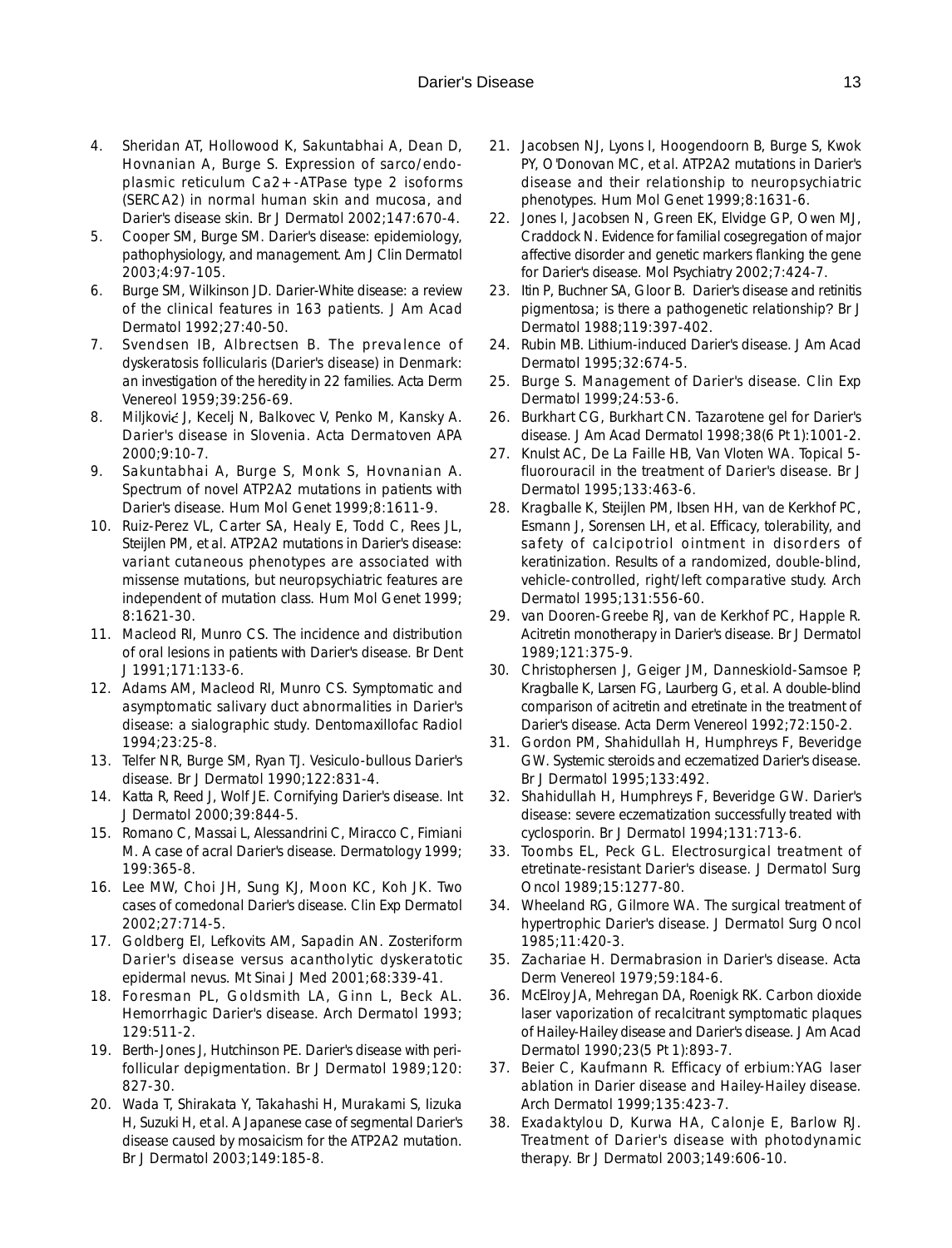4. Sheridan AT, Hollowood K, Sakuntabhai A, Dean D, Hovnanian A, Burge S. Expression of sarco/endoplasmic reticulum Ca2+-ATPase type 2 isoforms (SERCA2) in normal human skin and mucosa, and Darier's disease skin. Br J Dermatol 2002;147:670-4.
5. Cooper SM, Burge SM. Darier's disease: epidemiology, pathophysiology, and management. Am J Clin Dermatol 2003;4:97-105.
6. Burge SM, Wilkinson JD. Darier-White disease: a review of the clinical features in 163 patients. J Am Acad Dermatol 1992;27:40-50.
7. Svendsen IB, Albrectsen B. The prevalence of dyskeratosis follicularis (Darier's disease) in Denmark: an investigation of the heredity in 22 families. Acta Derm Venereol 1959;39:256-69.
8. Miljković J, Kecelj N, Balkovec V, Penko M, Kansky A. Darier's disease in Slovenia. Acta Dermatoven APA 2000;9:10-7.
9. Sakuntabhai A, Burge S, Monk S, Hovnanian A. Spectrum of novel ATP2A2 mutations in patients with Darier's disease. Hum Mol Genet 1999;8:1611-9.
10. Ruiz-Perez VL, Carter SA, Healy E, Todd C, Rees JL, Steijlen PM, et al. ATP2A2 mutations in Darier's disease: variant cutaneous phenotypes are associated with missense mutations, but neuropsychiatric features are independent of mutation class. Hum Mol Genet 1999; 8:1621-30.
11. Macleod RI, Munro CS. The incidence and distribution of oral lesions in patients with Darier's disease. Br Dent J 1991;171:133-6.
12. Adams AM, Macleod RI, Munro CS. Symptomatic and asymptomatic salivary duct abnormalities in Darier's disease: a sialographic study. Dentomaxillofac Radiol 1994;23:25-8.
13. Telfer NR, Burge SM, Ryan TJ. Vesiculo-bullous Darier's disease. Br J Dermatol 1990;122:831-4.
14. Katta R, Reed J, Wolf JE. Cornifying Darier's disease. Int J Dermatol 2000;39:844-5.
15. Romano C, Massai L, Alessandrini C, Miracco C, Fimiani M. A case of acral Darier's disease. Dermatology 1999; 199:365-8.
16. Lee MW, Choi JH, Sung KJ, Moon KC, Koh JK. Two cases of comedonal Darier's disease. Clin Exp Dermatol 2002;27:714-5.
17. Goldberg EI, Lefkovits AM, Sapadin AN. Zosteriform Darier's disease versus acantholytic dyskeratotic epidermal nevus. Mt Sinai J Med 2001;68:339-41.
18. Foresman PL, Goldsmith LA, Ginn L, Beck AL. Hemorrhagic Darier's disease. Arch Dermatol 1993; 129:511-2.
19. Berth-Jones J, Hutchinson PE. Darier's disease with perifollicular depigmentation. Br J Dermatol 1989;120: 827-30.
20. Wada T, Shirakata Y, Takahashi H, Murakami S, Iizuka H, Suzuki H, et al. A Japanese case of segmental Darier's disease caused by mosaicism for the ATP2A2 mutation. Br J Dermatol 2003;149:185-8.
21. Jacobsen NJ, Lyons I, Hoogendoorn B, Burge S, Kwok PY, O'Donovan MC, et al. ATP2A2 mutations in Darier's disease and their relationship to neuropsychiatric phenotypes. Hum Mol Genet 1999;8:1631-6.
22. Jones I, Jacobsen N, Green EK, Elvidge GP, Owen MJ, Craddock N. Evidence for familial cosegregation of major affective disorder and genetic markers flanking the gene for Darier's disease. Mol Psychiatry 2002;7:424-7.
23. Itin P, Buchner SA, Gloor B. Darier's disease and retinitis pigmentosa; is there a pathogenetic relationship? Br J Dermatol 1988;119:397-402.
24. Rubin MB. Lithium-induced Darier's disease. J Am Acad Dermatol 1995;32:674-5.
25. Burge S. Management of Darier's disease. Clin Exp Dermatol 1999;24:53-6.
26. Burkhart CG, Burkhart CN. Tazarotene gel for Darier's disease. J Am Acad Dermatol 1998;38(6 Pt 1):1001-2.
27. Knulst AC, De La Faille HB, Van Vloten WA. Topical 5-fluorouracil in the treatment of Darier's disease. Br J Dermatol 1995;133:463-6.
28. Kragballe K, Steijlen PM, Ibsen HH, van de Kerkhof PC, Esmann J, Sorensen LH, et al. Efficacy, tolerability, and safety of calcipotriol ointment in disorders of keratinization. Results of a randomized, double-blind, vehicle-controlled, right/left comparative study. Arch Dermatol 1995;131:556-60.
29. van Dooren-Greebe RJ, van de Kerkhof PC, Happle R. Acitretin monotherapy in Darier's disease. Br J Dermatol 1989;121:375-9.
30. Christophersen J, Geiger JM, Danneskiold-Samsoe P, Kragballe K, Larsen FG, Laurberg G, et al. A double-blind comparison of acitretin and etretinate in the treatment of Darier's disease. Acta Derm Venereol 1992;72:150-2.
31. Gordon PM, Shahidullah H, Humphreys F, Beveridge GW. Systemic steroids and eczematized Darier's disease. Br J Dermatol 1995;133:492.
32. Shahidullah H, Humphreys F, Beveridge GW. Darier's disease: severe eczematization successfully treated with cyclosporin. Br J Dermatol 1994;131:713-6.
33. Toombs EL, Peck GL. Electrosurgical treatment of etretinate-resistant Darier's disease. J Dermatol Surg Oncol 1989;15:1277-80.
34. Wheeland RG, Gilmore WA. The surgical treatment of hypertrophic Darier's disease. J Dermatol Surg Oncol 1985;11:420-3.
35. Zachariae H. Dermabrasion in Darier's disease. Acta Derm Venereol 1979;59:184-6.
36. McElroy JA, Mehregan DA, Roenigk RK. Carbon dioxide laser vaporization of recalcitrant symptomatic plaques of Hailey-Hailey disease and Darier's disease. J Am Acad Dermatol 1990;23(5 Pt 1):893-7.
37. Beier C, Kaufmann R. Efficacy of erbium:YAG laser ablation in Darier disease and Hailey-Hailey disease. Arch Dermatol 1999;135:423-7.
38. Exadaktylou D, Kurwa HA, Calonje E, Barlow RJ. Treatment of Darier's disease with photodynamic therapy. Br J Dermatol 2003;149:606-10.